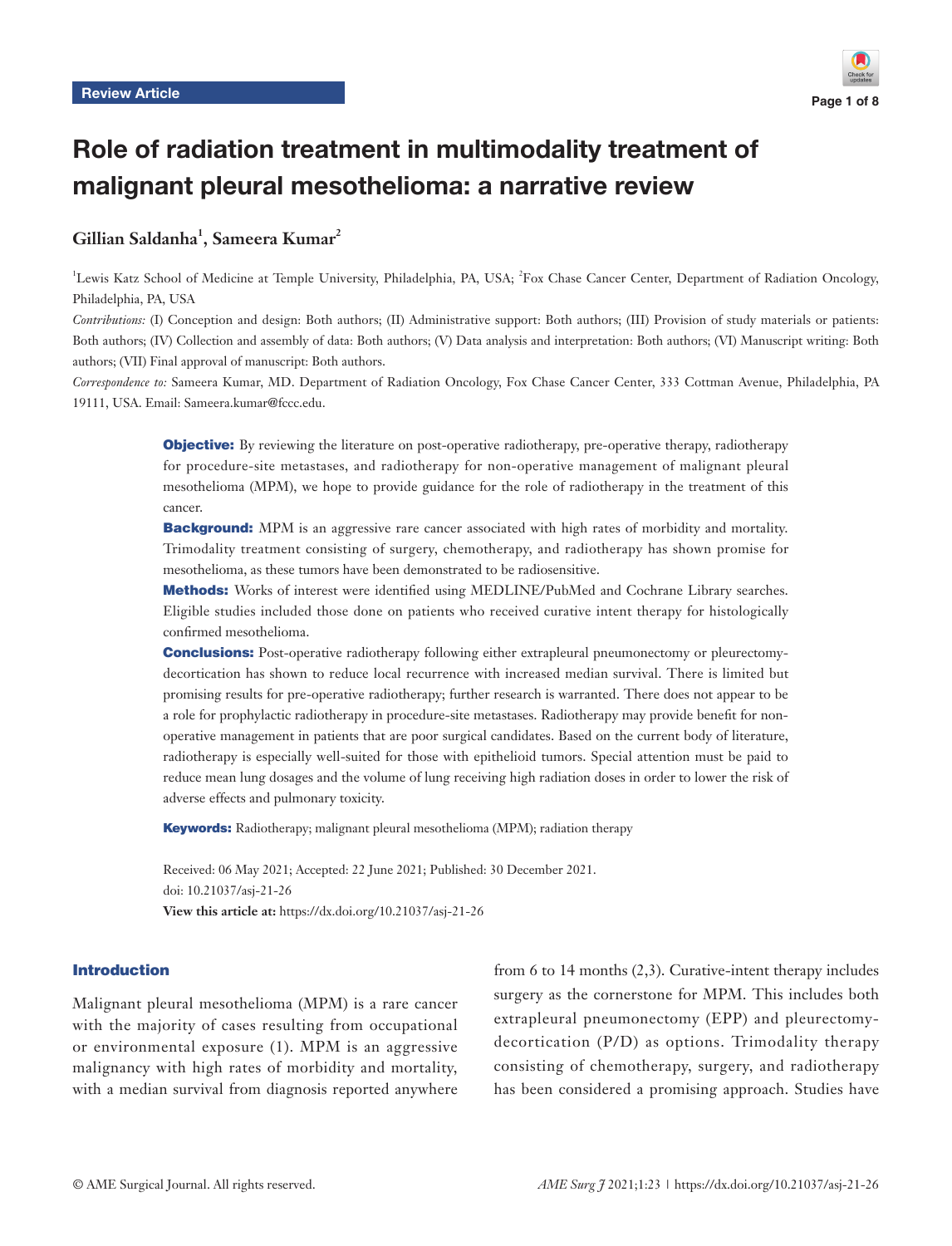Review Article

# Role of radiation treatment in multimodality treatment of malignant pleural mesothelioma: a narrative review

**Gillian Saldanha[1], Sameera Kumar[2]**

[1]Lewis Katz School of Medicine at Temple University, Philadelphia, PA, USA; [2]Fox Chase Cancer Center, Department of Radiation Oncology, Philadelphia, PA, USA

*Contributions:* (I) Conception and design: Both authors; (II) Administrative support: Both authors; (III) Provision of study materials or patients: Both authors; (IV) Collection and assembly of data: Both authors; (V) Data analysis and interpretation: Both authors; (VI) Manuscript writing: Both authors; (VII) Final approval of manuscript: Both authors.

*Correspondence to:* Sameera Kumar, MD. Department of Radiation Oncology, Fox Chase Cancer Center, 333 Cottman Avenue, Philadelphia, PA 19111, USA. Email: Sameera.kumar@fccc.edu.

**Objective:** By reviewing the literature on post-operative radiotherapy, pre-operative therapy, radiotherapy for procedure-site metastases, and radiotherapy for non-operative management of malignant pleural mesothelioma (MPM), we hope to provide guidance for the role of radiotherapy in the treatment of this cancer.

**Background:** MPM is an aggressive rare cancer associated with high rates of morbidity and mortality. Trimodality treatment consisting of surgery, chemotherapy, and radiotherapy has shown promise for mesothelioma, as these tumors have been demonstrated to be radiosensitive.

**Methods:** Works of interest were identified using MEDLINE/PubMed and Cochrane Library searches. Eligible studies included those done on patients who received curative intent therapy for histologically confirmed mesothelioma.

**Conclusions:** Post-operative radiotherapy following either extrapleural pneumonectomy or pleurectomy-decortication has shown to reduce local recurrence with increased median survival. There is limited but promising results for pre-operative radiotherapy; further research is warranted. There does not appear to be a role for prophylactic radiotherapy in procedure-site metastases. Radiotherapy may provide benefit for non-operative management in patients that are poor surgical candidates. Based on the current body of literature, radiotherapy is especially well-suited for those with epithelioid tumors. Special attention must be paid to reduce mean lung dosages and the volume of lung receiving high radiation doses in order to lower the risk of adverse effects and pulmonary toxicity.

**Keywords:** Radiotherapy; malignant pleural mesothelioma (MPM); radiation therapy

Received: 06 May 2021; Accepted: 22 June 2021; Published: 30 December 2021.
doi: 10.21037/asj-21-26
**View this article at:** https://dx.doi.org/10.21037/asj-21-26

## Introduction

Malignant pleural mesothelioma (MPM) is a rare cancer with the majority of cases resulting from occupational or environmental exposure (1). MPM is an aggressive malignancy with high rates of morbidity and mortality, with a median survival from diagnosis reported anywhere from 6 to 14 months (2,3). Curative-intent therapy includes surgery as the cornerstone for MPM. This includes both extrapleural pneumonectomy (EPP) and pleurectomy-decortication (P/D) as options. Trimodality therapy consisting of chemotherapy, surgery, and radiotherapy has been considered a promising approach. Studies have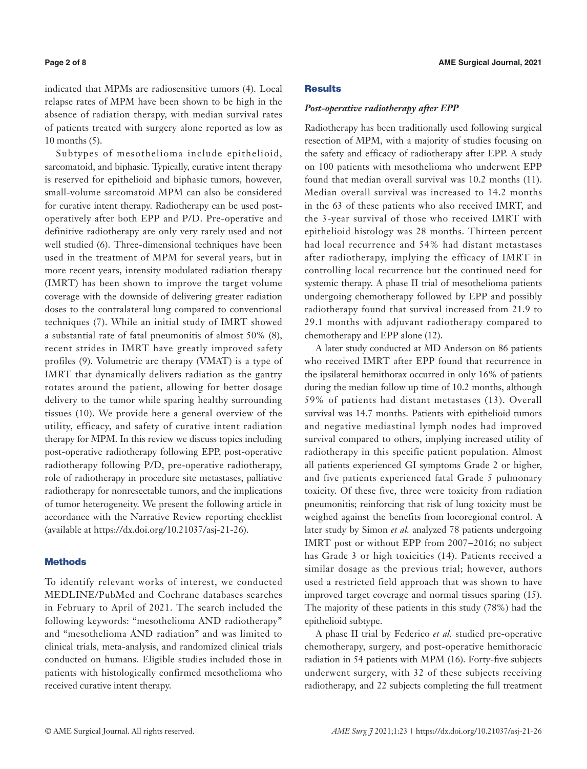indicated that MPMs are radiosensitive tumors (4). Local relapse rates of MPM have been shown to be high in the absence of radiation therapy, with median survival rates of patients treated with surgery alone reported as low as 10 months (5).

Subtypes of mesothelioma include epithelioid, sarcomatoid, and biphasic. Typically, curative intent therapy is reserved for epithelioid and biphasic tumors, however, small-volume sarcomatoid MPM can also be considered for curative intent therapy. Radiotherapy can be used post-operatively after both EPP and P/D. Pre-operative and definitive radiotherapy are only very rarely used and not well studied (6). Three-dimensional techniques have been used in the treatment of MPM for several years, but in more recent years, intensity modulated radiation therapy (IMRT) has been shown to improve the target volume coverage with the downside of delivering greater radiation doses to the contralateral lung compared to conventional techniques (7). While an initial study of IMRT showed a substantial rate of fatal pneumonitis of almost 50% (8), recent strides in IMRT have greatly improved safety profiles (9). Volumetric arc therapy (VMAT) is a type of IMRT that dynamically delivers radiation as the gantry rotates around the patient, allowing for better dosage delivery to the tumor while sparing healthy surrounding tissues (10). We provide here a general overview of the utility, efficacy, and safety of curative intent radiation therapy for MPM. In this review we discuss topics including post-operative radiotherapy following EPP, post-operative radiotherapy following P/D, pre-operative radiotherapy, role of radiotherapy in procedure site metastases, palliative radiotherapy for nonresectable tumors, and the implications of tumor heterogeneity. We present the following article in accordance with the Narrative Review reporting checklist (available at https://dx.doi.org/10.21037/asj-21-26).

## Methods

To identify relevant works of interest, we conducted MEDLINE/PubMed and Cochrane databases searches in February to April of 2021. The search included the following keywords: "mesothelioma AND radiotherapy" and "mesothelioma AND radiation" and was limited to clinical trials, meta-analysis, and randomized clinical trials conducted on humans. Eligible studies included those in patients with histologically confirmed mesothelioma who received curative intent therapy.

## Results

### *Post-operative radiotherapy after EPP*

Radiotherapy has been traditionally used following surgical resection of MPM, with a majority of studies focusing on the safety and efficacy of radiotherapy after EPP. A study on 100 patients with mesothelioma who underwent EPP found that median overall survival was 10.2 months (11). Median overall survival was increased to 14.2 months in the 63 of these patients who also received IMRT, and the 3-year survival of those who received IMRT with epithelioid histology was 28 months. Thirteen percent had local recurrence and 54% had distant metastases after radiotherapy, implying the efficacy of IMRT in controlling local recurrence but the continued need for systemic therapy. A phase II trial of mesothelioma patients undergoing chemotherapy followed by EPP and possibly radiotherapy found that survival increased from 21.9 to 29.1 months with adjuvant radiotherapy compared to chemotherapy and EPP alone (12).

A later study conducted at MD Anderson on 86 patients who received IMRT after EPP found that recurrence in the ipsilateral hemithorax occurred in only 16% of patients during the median follow up time of 10.2 months, although 59% of patients had distant metastases (13). Overall survival was 14.7 months. Patients with epithelioid tumors and negative mediastinal lymph nodes had improved survival compared to others, implying increased utility of radiotherapy in this specific patient population. Almost all patients experienced GI symptoms Grade 2 or higher, and five patients experienced fatal Grade 5 pulmonary toxicity. Of these five, three were toxicity from radiation pneumonitis; reinforcing that risk of lung toxicity must be weighed against the benefits from locoregional control. A later study by Simon *et al.* analyzed 78 patients undergoing IMRT post or without EPP from 2007–2016; no subject has Grade 3 or high toxicities (14). Patients received a similar dosage as the previous trial; however, authors used a restricted field approach that was shown to have improved target coverage and normal tissues sparing (15). The majority of these patients in this study (78%) had the epithelioid subtype.

A phase II trial by Federico *et al.* studied pre-operative chemotherapy, surgery, and post-operative hemithoracic radiation in 54 patients with MPM (16). Forty-five subjects underwent surgery, with 32 of these subjects receiving radiotherapy, and 22 subjects completing the full treatment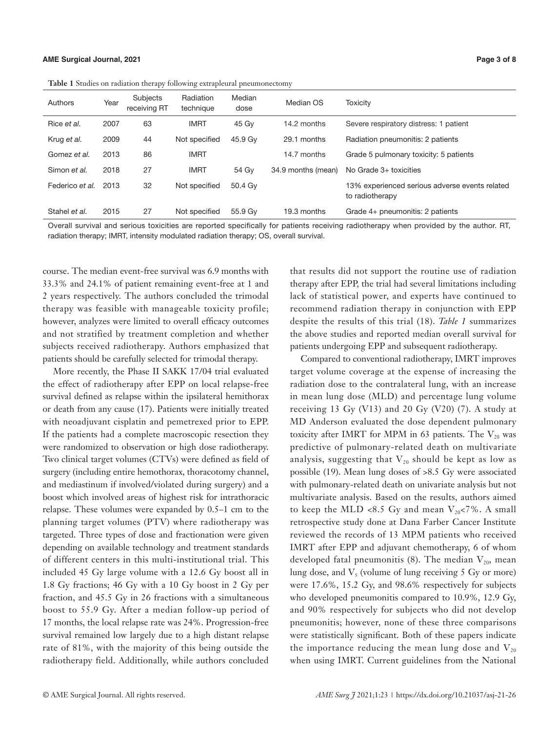**Table 1** Studies on radiation therapy following extrapleural pneumonectomy

| Authors | Year | Subjects receiving RT | Radiation technique | Median dose | Median OS | Toxicity |
|---|---|---|---|---|---|---|
| Rice *et al.* | 2007 | 63 | IMRT | 45 Gy | 14.2 months | Severe respiratory distress: 1 patient |
| Krug *et al.* | 2009 | 44 | Not specified | 45.9 Gy | 29.1 months | Radiation pneumonitis: 2 patients |
| Gomez *et al.* | 2013 | 86 | IMRT | | 14.7 months | Grade 5 pulmonary toxicity: 5 patients |
| Simon *et al.* | 2018 | 27 | IMRT | 54 Gy | 34.9 months (mean) | No Grade 3+ toxicities |
| Federico *et al.* | 2013 | 32 | Not specified | 50.4 Gy | | 13% experienced serious adverse events related to radiotherapy |
| Stahel *et al.* | 2015 | 27 | Not specified | 55.9 Gy | 19.3 months | Grade 4+ pneumonitis: 2 patients |

Overall survival and serious toxicities are reported specifically for patients receiving radiotherapy when provided by the author. RT, radiation therapy; IMRT, intensity modulated radiation therapy; OS, overall survival.

course. The median event-free survival was 6.9 months with 33.3% and 24.1% of patient remaining event-free at 1 and 2 years respectively. The authors concluded the trimodal therapy was feasible with manageable toxicity profile; however, analyzes were limited to overall efficacy outcomes and not stratified by treatment completion and whether subjects received radiotherapy. Authors emphasized that patients should be carefully selected for trimodal therapy.

More recently, the Phase II SAKK 17/04 trial evaluated the effect of radiotherapy after EPP on local relapse-free survival defined as relapse within the ipsilateral hemithorax or death from any cause (17). Patients were initially treated with neoadjuvant cisplatin and pemetrexed prior to EPP. If the patients had a complete macroscopic resection they were randomized to observation or high dose radiotherapy. Two clinical target volumes (CTVs) were defined as field of surgery (including entire hemothorax, thoracotomy channel, and mediastinum if involved/violated during surgery) and a boost which involved areas of highest risk for intrathoracic relapse. These volumes were expanded by 0.5–1 cm to the planning target volumes (PTV) where radiotherapy was targeted. Three types of dose and fractionation were given depending on available technology and treatment standards of different centers in this multi-institutional trial. This included 45 Gy large volume with a 12.6 Gy boost all in 1.8 Gy fractions; 46 Gy with a 10 Gy boost in 2 Gy per fraction, and 45.5 Gy in 26 fractions with a simultaneous boost to 55.9 Gy. After a median follow-up period of 17 months, the local relapse rate was 24%. Progression-free survival remained low largely due to a high distant relapse rate of 81%, with the majority of this being outside the radiotherapy field. Additionally, while authors concluded that results did not support the routine use of radiation therapy after EPP, the trial had several limitations including lack of statistical power, and experts have continued to recommend radiation therapy in conjunction with EPP despite the results of this trial (18). *Table 1* summarizes the above studies and reported median overall survival for patients undergoing EPP and subsequent radiotherapy.

Compared to conventional radiotherapy, IMRT improves target volume coverage at the expense of increasing the radiation dose to the contralateral lung, with an increase in mean lung dose (MLD) and percentage lung volume receiving 13 Gy (V13) and 20 Gy (V20) (7). A study at MD Anderson evaluated the dose dependent pulmonary toxicity after IMRT for MPM in 63 patients. The $V_{20}$ was predictive of pulmonary-related death on multivariate analysis, suggesting that $V_{20}$ should be kept as low as possible (19). Mean lung doses of >8.5 Gy were associated with pulmonary-related death on univariate analysis but not multivariate analysis. Based on the results, authors aimed to keep the MLD <8.5 Gy and mean $V_{20}$<7%. A small retrospective study done at Dana Farber Cancer Institute reviewed the records of 13 MPM patients who received IMRT after EPP and adjuvant chemotherapy, 6 of whom developed fatal pneumonitis (8). The median $V_{20}$, mean lung dose, and $V_5$ (volume of lung receiving 5 Gy or more) were 17.6%, 15.2 Gy, and 98.6% respectively for subjects who developed pneumonitis compared to 10.9%, 12.9 Gy, and 90% respectively for subjects who did not develop pneumonitis; however, none of these three comparisons were statistically significant. Both of these papers indicate the importance reducing the mean lung dose and $V_{20}$ when using IMRT. Current guidelines from the National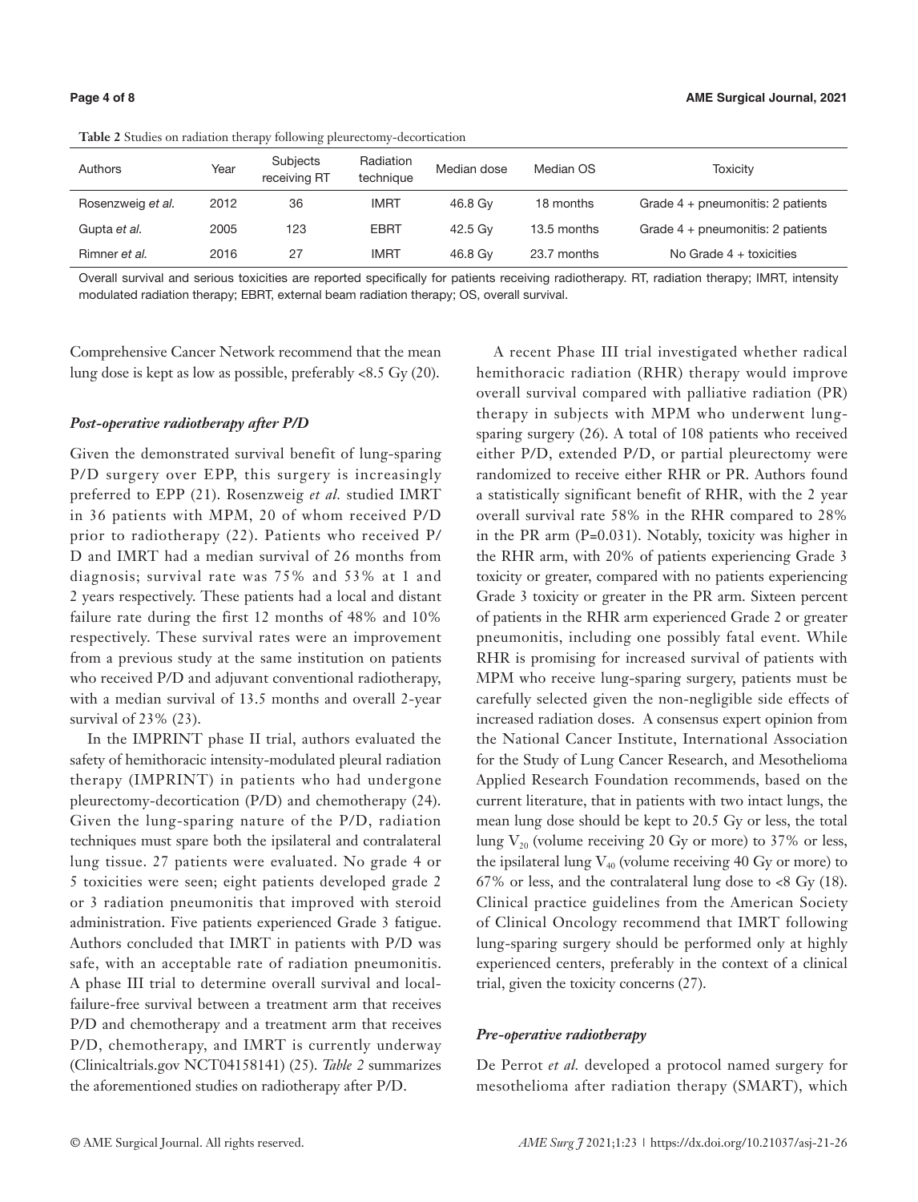**Table 2** Studies on radiation therapy following pleurectomy-decortication

| Authors | Year | Subjects receiving RT | Radiation technique | Median dose | Median OS | Toxicity |
|---|---|---|---|---|---|---|
| Rosenzweig *et al.* | 2012 | 36 | IMRT | 46.8 Gy | 18 months | Grade 4 + pneumonitis: 2 patients |
| Gupta *et al.* | 2005 | 123 | EBRT | 42.5 Gy | 13.5 months | Grade 4 + pneumonitis: 2 patients |
| Rimner *et al.* | 2016 | 27 | IMRT | 46.8 Gy | 23.7 months | No Grade 4 + toxicities |

Overall survival and serious toxicities are reported specifically for patients receiving radiotherapy. RT, radiation therapy; IMRT, intensity modulated radiation therapy; EBRT, external beam radiation therapy; OS, overall survival.

Comprehensive Cancer Network recommend that the mean lung dose is kept as low as possible, preferably <8.5 Gy (20).

### *Post-operative radiotherapy after P/D*

Given the demonstrated survival benefit of lung-sparing P/D surgery over EPP, this surgery is increasingly preferred to EPP (21). Rosenzweig *et al.* studied IMRT in 36 patients with MPM, 20 of whom received P/D prior to radiotherapy (22). Patients who received P/D and IMRT had a median survival of 26 months from diagnosis; survival rate was 75% and 53% at 1 and 2 years respectively. These patients had a local and distant failure rate during the first 12 months of 48% and 10% respectively. These survival rates were an improvement from a previous study at the same institution on patients who received P/D and adjuvant conventional radiotherapy, with a median survival of 13.5 months and overall 2-year survival of 23% (23).

In the IMPRINT phase II trial, authors evaluated the safety of hemithoracic intensity-modulated pleural radiation therapy (IMPRINT) in patients who had undergone pleurectomy-decortication (P/D) and chemotherapy (24). Given the lung-sparing nature of the P/D, radiation techniques must spare both the ipsilateral and contralateral lung tissue. 27 patients were evaluated. No grade 4 or 5 toxicities were seen; eight patients developed grade 2 or 3 radiation pneumonitis that improved with steroid administration. Five patients experienced Grade 3 fatigue. Authors concluded that IMRT in patients with P/D was safe, with an acceptable rate of radiation pneumonitis. A phase III trial to determine overall survival and local-failure-free survival between a treatment arm that receives P/D and chemotherapy and a treatment arm that receives P/D, chemotherapy, and IMRT is currently underway (Clinicaltrials.gov NCT04158141) (25). *Table 2* summarizes the aforementioned studies on radiotherapy after P/D.

A recent Phase III trial investigated whether radical hemithoracic radiation (RHR) therapy would improve overall survival compared with palliative radiation (PR) therapy in subjects with MPM who underwent lung-sparing surgery (26). A total of 108 patients who received either P/D, extended P/D, or partial pleurectomy were randomized to receive either RHR or PR. Authors found a statistically significant benefit of RHR, with the 2 year overall survival rate 58% in the RHR compared to 28% in the PR arm (P=0.031). Notably, toxicity was higher in the RHR arm, with 20% of patients experiencing Grade 3 toxicity or greater, compared with no patients experiencing Grade 3 toxicity or greater in the PR arm. Sixteen percent of patients in the RHR arm experienced Grade 2 or greater pneumonitis, including one possibly fatal event. While RHR is promising for increased survival of patients with MPM who receive lung-sparing surgery, patients must be carefully selected given the non-negligible side effects of increased radiation doses. A consensus expert opinion from the National Cancer Institute, International Association for the Study of Lung Cancer Research, and Mesothelioma Applied Research Foundation recommends, based on the current literature, that in patients with two intact lungs, the mean lung dose should be kept to 20.5 Gy or less, the total lung $V_{20}$ (volume receiving 20 Gy or more) to 37% or less, the ipsilateral lung $V_{40}$ (volume receiving 40 Gy or more) to 67% or less, and the contralateral lung dose to <8 Gy (18). Clinical practice guidelines from the American Society of Clinical Oncology recommend that IMRT following lung-sparing surgery should be performed only at highly experienced centers, preferably in the context of a clinical trial, given the toxicity concerns (27).

### *Pre-operative radiotherapy*

De Perrot *et al.* developed a protocol named surgery for mesothelioma after radiation therapy (SMART), which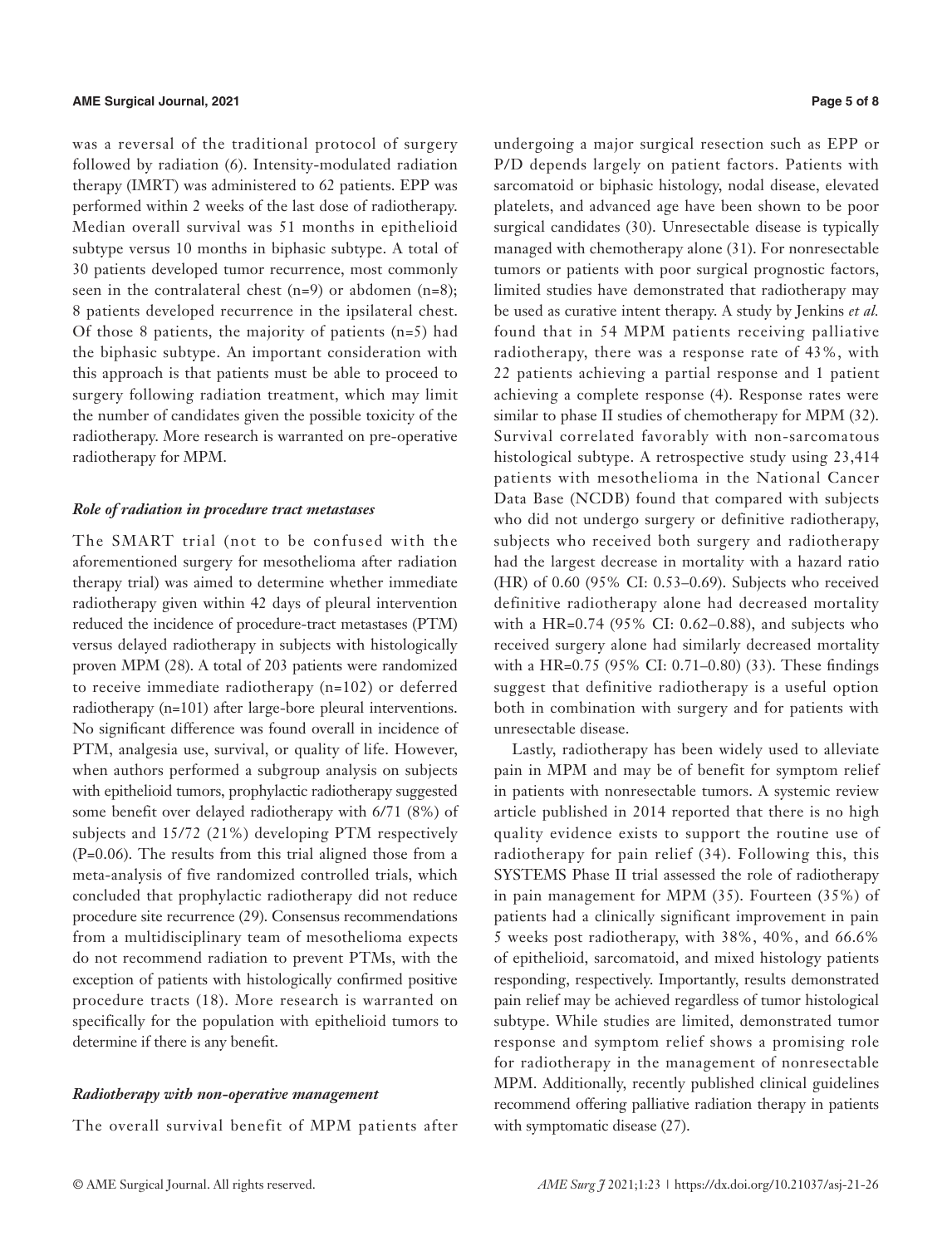was a reversal of the traditional protocol of surgery followed by radiation (6). Intensity-modulated radiation therapy (IMRT) was administered to 62 patients. EPP was performed within 2 weeks of the last dose of radiotherapy. Median overall survival was 51 months in epithelioid subtype versus 10 months in biphasic subtype. A total of 30 patients developed tumor recurrence, most commonly seen in the contralateral chest (n=9) or abdomen (n=8); 8 patients developed recurrence in the ipsilateral chest. Of those 8 patients, the majority of patients (n=5) had the biphasic subtype. An important consideration with this approach is that patients must be able to proceed to surgery following radiation treatment, which may limit the number of candidates given the possible toxicity of the radiotherapy. More research is warranted on pre-operative radiotherapy for MPM.

### *Role of radiation in procedure tract metastases*

The SMART trial (not to be confused with the aforementioned surgery for mesothelioma after radiation therapy trial) was aimed to determine whether immediate radiotherapy given within 42 days of pleural intervention reduced the incidence of procedure-tract metastases (PTM) versus delayed radiotherapy in subjects with histologically proven MPM (28). A total of 203 patients were randomized to receive immediate radiotherapy (n=102) or deferred radiotherapy (n=101) after large-bore pleural interventions. No significant difference was found overall in incidence of PTM, analgesia use, survival, or quality of life. However, when authors performed a subgroup analysis on subjects with epithelioid tumors, prophylactic radiotherapy suggested some benefit over delayed radiotherapy with 6/71 (8%) of subjects and 15/72 (21%) developing PTM respectively (P=0.06). The results from this trial aligned those from a meta-analysis of five randomized controlled trials, which concluded that prophylactic radiotherapy did not reduce procedure site recurrence (29). Consensus recommendations from a multidisciplinary team of mesothelioma expects do not recommend radiation to prevent PTMs, with the exception of patients with histologically confirmed positive procedure tracts (18). More research is warranted on specifically for the population with epithelioid tumors to determine if there is any benefit.

### *Radiotherapy with non-operative management*

The overall survival benefit of MPM patients after undergoing a major surgical resection such as EPP or P/D depends largely on patient factors. Patients with sarcomatoid or biphasic histology, nodal disease, elevated platelets, and advanced age have been shown to be poor surgical candidates (30). Unresectable disease is typically managed with chemotherapy alone (31). For nonresectable tumors or patients with poor surgical prognostic factors, limited studies have demonstrated that radiotherapy may be used as curative intent therapy. A study by Jenkins *et al.* found that in 54 MPM patients receiving palliative radiotherapy, there was a response rate of 43%, with 22 patients achieving a partial response and 1 patient achieving a complete response (4). Response rates were similar to phase II studies of chemotherapy for MPM (32). Survival correlated favorably with non-sarcomatous histological subtype. A retrospective study using 23,414 patients with mesothelioma in the National Cancer Data Base (NCDB) found that compared with subjects who did not undergo surgery or definitive radiotherapy, subjects who received both surgery and radiotherapy had the largest decrease in mortality with a hazard ratio (HR) of 0.60 (95% CI: 0.53–0.69). Subjects who received definitive radiotherapy alone had decreased mortality with a HR=0.74 (95% CI: 0.62–0.88), and subjects who received surgery alone had similarly decreased mortality with a HR=0.75 (95% CI: 0.71–0.80) (33). These findings suggest that definitive radiotherapy is a useful option both in combination with surgery and for patients with unresectable disease.

Lastly, radiotherapy has been widely used to alleviate pain in MPM and may be of benefit for symptom relief in patients with nonresectable tumors. A systemic review article published in 2014 reported that there is no high quality evidence exists to support the routine use of radiotherapy for pain relief (34). Following this, this SYSTEMS Phase II trial assessed the role of radiotherapy in pain management for MPM (35). Fourteen (35%) of patients had a clinically significant improvement in pain 5 weeks post radiotherapy, with 38%, 40%, and 66.6% of epithelioid, sarcomatoid, and mixed histology patients responding, respectively. Importantly, results demonstrated pain relief may be achieved regardless of tumor histological subtype. While studies are limited, demonstrated tumor response and symptom relief shows a promising role for radiotherapy in the management of nonresectable MPM. Additionally, recently published clinical guidelines recommend offering palliative radiation therapy in patients with symptomatic disease (27).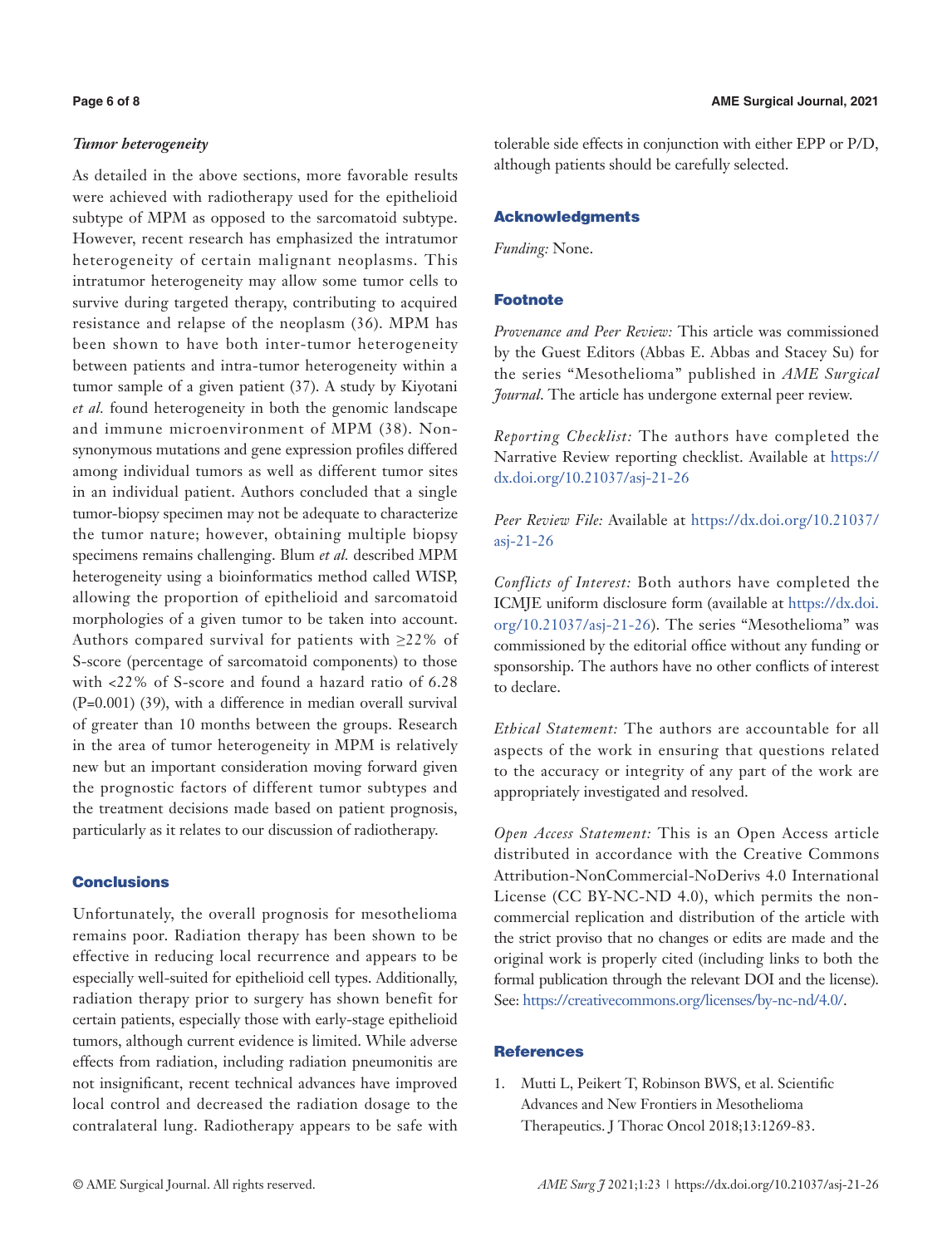### *Tumor heterogeneity*

As detailed in the above sections, more favorable results were achieved with radiotherapy used for the epithelioid subtype of MPM as opposed to the sarcomatoid subtype. However, recent research has emphasized the intratumor heterogeneity of certain malignant neoplasms. This intratumor heterogeneity may allow some tumor cells to survive during targeted therapy, contributing to acquired resistance and relapse of the neoplasm (36). MPM has been shown to have both inter-tumor heterogeneity between patients and intra-tumor heterogeneity within a tumor sample of a given patient (37). A study by Kiyotani *et al.* found heterogeneity in both the genomic landscape and immune microenvironment of MPM (38). Non-synonymous mutations and gene expression profiles differed among individual tumors as well as different tumor sites in an individual patient. Authors concluded that a single tumor-biopsy specimen may not be adequate to characterize the tumor nature; however, obtaining multiple biopsy specimens remains challenging. Blum *et al.* described MPM heterogeneity using a bioinformatics method called WISP, allowing the proportion of epithelioid and sarcomatoid morphologies of a given tumor to be taken into account. Authors compared survival for patients with ≥22% of S-score (percentage of sarcomatoid components) to those with <22% of S-score and found a hazard ratio of 6.28 (P=0.001) (39), with a difference in median overall survival of greater than 10 months between the groups. Research in the area of tumor heterogeneity in MPM is relatively new but an important consideration moving forward given the prognostic factors of different tumor subtypes and the treatment decisions made based on patient prognosis, particularly as it relates to our discussion of radiotherapy.

## Conclusions

Unfortunately, the overall prognosis for mesothelioma remains poor. Radiation therapy has been shown to be effective in reducing local recurrence and appears to be especially well-suited for epithelioid cell types. Additionally, radiation therapy prior to surgery has shown benefit for certain patients, especially those with early-stage epithelioid tumors, although current evidence is limited. While adverse effects from radiation, including radiation pneumonitis are not insignificant, recent technical advances have improved local control and decreased the radiation dosage to the contralateral lung. Radiotherapy appears to be safe with tolerable side effects in conjunction with either EPP or P/D, although patients should be carefully selected.

## Acknowledgments

*Funding:* None.

## Footnote

*Provenance and Peer Review:* This article was commissioned by the Guest Editors (Abbas E. Abbas and Stacey Su) for the series "Mesothelioma" published in *AME Surgical Journal*. The article has undergone external peer review.

*Reporting Checklist:* The authors have completed the Narrative Review reporting checklist. Available at https://dx.doi.org/10.21037/asj-21-26

*Peer Review File:* Available at https://dx.doi.org/10.21037/asj-21-26

*Conflicts of Interest:* Both authors have completed the ICMJE uniform disclosure form (available at https://dx.doi.org/10.21037/asj-21-26). The series "Mesothelioma" was commissioned by the editorial office without any funding or sponsorship. The authors have no other conflicts of interest to declare.

*Ethical Statement:* The authors are accountable for all aspects of the work in ensuring that questions related to the accuracy or integrity of any part of the work are appropriately investigated and resolved.

*Open Access Statement:* This is an Open Access article distributed in accordance with the Creative Commons Attribution-NonCommercial-NoDerivs 4.0 International License (CC BY-NC-ND 4.0), which permits the non-commercial replication and distribution of the article with the strict proviso that no changes or edits are made and the original work is properly cited (including links to both the formal publication through the relevant DOI and the license). See: https://creativecommons.org/licenses/by-nc-nd/4.0/.

## References

1. Mutti L, Peikert T, Robinson BWS, et al. Scientific Advances and New Frontiers in Mesothelioma Therapeutics. J Thorac Oncol 2018;13:1269-83.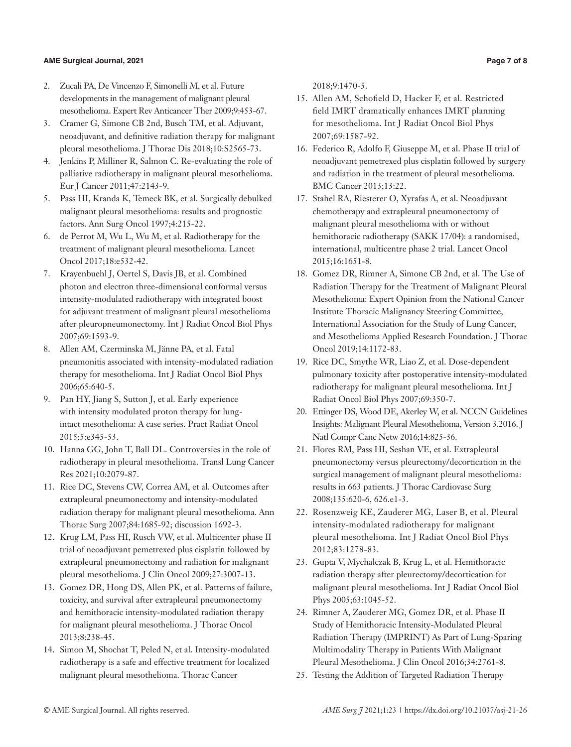2. Zucali PA, De Vincenzo F, Simonelli M, et al. Future developments in the management of malignant pleural mesothelioma. Expert Rev Anticancer Ther 2009;9:453-67.
3. Cramer G, Simone CB 2nd, Busch TM, et al. Adjuvant, neoadjuvant, and definitive radiation therapy for malignant pleural mesothelioma. J Thorac Dis 2018;10:S2565-73.
4. Jenkins P, Milliner R, Salmon C. Re-evaluating the role of palliative radiotherapy in malignant pleural mesothelioma. Eur J Cancer 2011;47:2143-9.
5. Pass HI, Kranda K, Temeck BK, et al. Surgically debulked malignant pleural mesothelioma: results and prognostic factors. Ann Surg Oncol 1997;4:215-22.
6. de Perrot M, Wu L, Wu M, et al. Radiotherapy for the treatment of malignant pleural mesothelioma. Lancet Oncol 2017;18:e532-42.
7. Krayenbuehl J, Oertel S, Davis JB, et al. Combined photon and electron three-dimensional conformal versus intensity-modulated radiotherapy with integrated boost for adjuvant treatment of malignant pleural mesothelioma after pleuropneumonectomy. Int J Radiat Oncol Biol Phys 2007;69:1593-9.
8. Allen AM, Czerminska M, Jänne PA, et al. Fatal pneumonitis associated with intensity-modulated radiation therapy for mesothelioma. Int J Radiat Oncol Biol Phys 2006;65:640-5.
9. Pan HY, Jiang S, Sutton J, et al. Early experience with intensity modulated proton therapy for lung-intact mesothelioma: A case series. Pract Radiat Oncol 2015;5:e345-53.
10. Hanna GG, John T, Ball DL. Controversies in the role of radiotherapy in pleural mesothelioma. Transl Lung Cancer Res 2021;10:2079-87.
11. Rice DC, Stevens CW, Correa AM, et al. Outcomes after extrapleural pneumonectomy and intensity-modulated radiation therapy for malignant pleural mesothelioma. Ann Thorac Surg 2007;84:1685-92; discussion 1692-3.
12. Krug LM, Pass HI, Rusch VW, et al. Multicenter phase II trial of neoadjuvant pemetrexed plus cisplatin followed by extrapleural pneumonectomy and radiation for malignant pleural mesothelioma. J Clin Oncol 2009;27:3007-13.
13. Gomez DR, Hong DS, Allen PK, et al. Patterns of failure, toxicity, and survival after extrapleural pneumonectomy and hemithoracic intensity-modulated radiation therapy for malignant pleural mesothelioma. J Thorac Oncol 2013;8:238-45.
14. Simon M, Shochat T, Peled N, et al. Intensity-modulated radiotherapy is a safe and effective treatment for localized malignant pleural mesothelioma. Thorac Cancer 2018;9:1470-5.
15. Allen AM, Schofield D, Hacker F, et al. Restricted field IMRT dramatically enhances IMRT planning for mesothelioma. Int J Radiat Oncol Biol Phys 2007;69:1587-92.
16. Federico R, Adolfo F, Giuseppe M, et al. Phase II trial of neoadjuvant pemetrexed plus cisplatin followed by surgery and radiation in the treatment of pleural mesothelioma. BMC Cancer 2013;13:22.
17. Stahel RA, Riesterer O, Xyrafas A, et al. Neoadjuvant chemotherapy and extrapleural pneumonectomy of malignant pleural mesothelioma with or without hemithoracic radiotherapy (SAKK 17/04): a randomised, international, multicentre phase 2 trial. Lancet Oncol 2015;16:1651-8.
18. Gomez DR, Rimner A, Simone CB 2nd, et al. The Use of Radiation Therapy for the Treatment of Malignant Pleural Mesothelioma: Expert Opinion from the National Cancer Institute Thoracic Malignancy Steering Committee, International Association for the Study of Lung Cancer, and Mesothelioma Applied Research Foundation. J Thorac Oncol 2019;14:1172-83.
19. Rice DC, Smythe WR, Liao Z, et al. Dose-dependent pulmonary toxicity after postoperative intensity-modulated radiotherapy for malignant pleural mesothelioma. Int J Radiat Oncol Biol Phys 2007;69:350-7.
20. Ettinger DS, Wood DE, Akerley W, et al. NCCN Guidelines Insights: Malignant Pleural Mesothelioma, Version 3.2016. J Natl Compr Canc Netw 2016;14:825-36.
21. Flores RM, Pass HI, Seshan VE, et al. Extrapleural pneumonectomy versus pleurectomy/decortication in the surgical management of malignant pleural mesothelioma: results in 663 patients. J Thorac Cardiovasc Surg 2008;135:620-6, 626.e1-3.
22. Rosenzweig KE, Zauderer MG, Laser B, et al. Pleural intensity-modulated radiotherapy for malignant pleural mesothelioma. Int J Radiat Oncol Biol Phys 2012;83:1278-83.
23. Gupta V, Mychalczak B, Krug L, et al. Hemithoracic radiation therapy after pleurectomy/decortication for malignant pleural mesothelioma. Int J Radiat Oncol Biol Phys 2005;63:1045-52.
24. Rimner A, Zauderer MG, Gomez DR, et al. Phase II Study of Hemithoracic Intensity-Modulated Pleural Radiation Therapy (IMPRINT) As Part of Lung-Sparing Multimodality Therapy in Patients With Malignant Pleural Mesothelioma. J Clin Oncol 2016;34:2761-8.
25. Testing the Addition of Targeted Radiation Therapy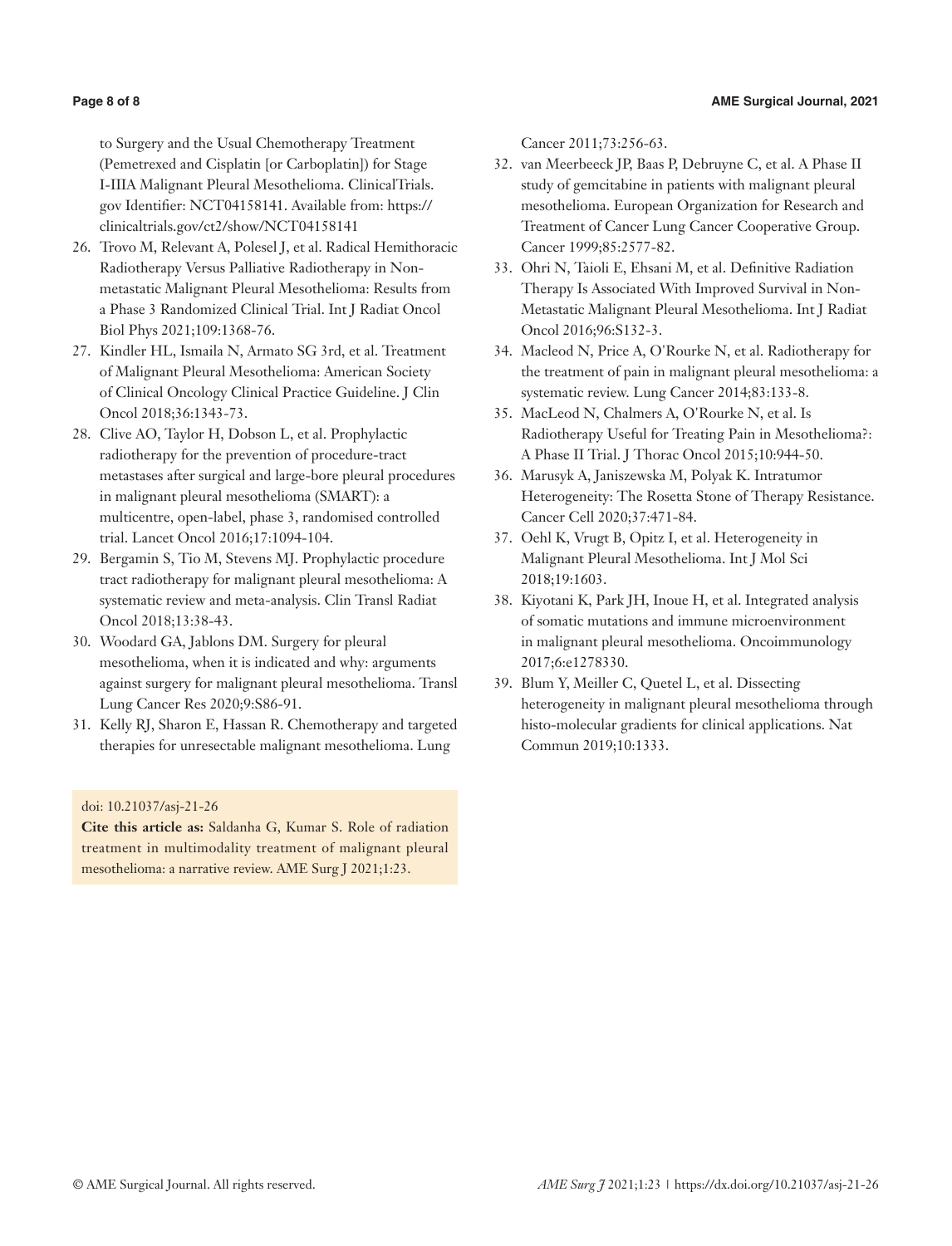to Surgery and the Usual Chemotherapy Treatment (Pemetrexed and Cisplatin [or Carboplatin]) for Stage I-IIIA Malignant Pleural Mesothelioma. ClinicalTrials. gov Identifier: NCT04158141. Available from: https://clinicaltrials.gov/ct2/show/NCT04158141

26. Trovo M, Relevant A, Polesel J, et al. Radical Hemithoracic Radiotherapy Versus Palliative Radiotherapy in Non-metastatic Malignant Pleural Mesothelioma: Results from a Phase 3 Randomized Clinical Trial. Int J Radiat Oncol Biol Phys 2021;109:1368-76.
27. Kindler HL, Ismaila N, Armato SG 3rd, et al. Treatment of Malignant Pleural Mesothelioma: American Society of Clinical Oncology Clinical Practice Guideline. J Clin Oncol 2018;36:1343-73.
28. Clive AO, Taylor H, Dobson L, et al. Prophylactic radiotherapy for the prevention of procedure-tract metastases after surgical and large-bore pleural procedures in malignant pleural mesothelioma (SMART): a multicentre, open-label, phase 3, randomised controlled trial. Lancet Oncol 2016;17:1094-104.
29. Bergamin S, Tio M, Stevens MJ. Prophylactic procedure tract radiotherapy for malignant pleural mesothelioma: A systematic review and meta-analysis. Clin Transl Radiat Oncol 2018;13:38-43.
30. Woodard GA, Jablons DM. Surgery for pleural mesothelioma, when it is indicated and why: arguments against surgery for malignant pleural mesothelioma. Transl Lung Cancer Res 2020;9:S86-91.
31. Kelly RJ, Sharon E, Hassan R. Chemotherapy and targeted therapies for unresectable malignant mesothelioma. Lung Cancer 2011;73:256-63.
32. van Meerbeeck JP, Baas P, Debruyne C, et al. A Phase II study of gemcitabine in patients with malignant pleural mesothelioma. European Organization for Research and Treatment of Cancer Lung Cancer Cooperative Group. Cancer 1999;85:2577-82.
33. Ohri N, Taioli E, Ehsani M, et al. Definitive Radiation Therapy Is Associated With Improved Survival in Non-Metastatic Malignant Pleural Mesothelioma. Int J Radiat Oncol 2016;96:S132-3.
34. Macleod N, Price A, O'Rourke N, et al. Radiotherapy for the treatment of pain in malignant pleural mesothelioma: a systematic review. Lung Cancer 2014;83:133-8.
35. MacLeod N, Chalmers A, O'Rourke N, et al. Is Radiotherapy Useful for Treating Pain in Mesothelioma?: A Phase II Trial. J Thorac Oncol 2015;10:944-50.
36. Marusyk A, Janiszewska M, Polyak K. Intratumor Heterogeneity: The Rosetta Stone of Therapy Resistance. Cancer Cell 2020;37:471-84.
37. Oehl K, Vrugt B, Opitz I, et al. Heterogeneity in Malignant Pleural Mesothelioma. Int J Mol Sci 2018;19:1603.
38. Kiyotani K, Park JH, Inoue H, et al. Integrated analysis of somatic mutations and immune microenvironment in malignant pleural mesothelioma. Oncoimmunology 2017;6:e1278330.
39. Blum Y, Meiller C, Quetel L, et al. Dissecting heterogeneity in malignant pleural mesothelioma through histo-molecular gradients for clinical applications. Nat Commun 2019;10:1333.

doi: 10.21037/asj-21-26

**Cite this article as:** Saldanha G, Kumar S. Role of radiation treatment in multimodality treatment of malignant pleural mesothelioma: a narrative review. AME Surg J 2021;1:23.